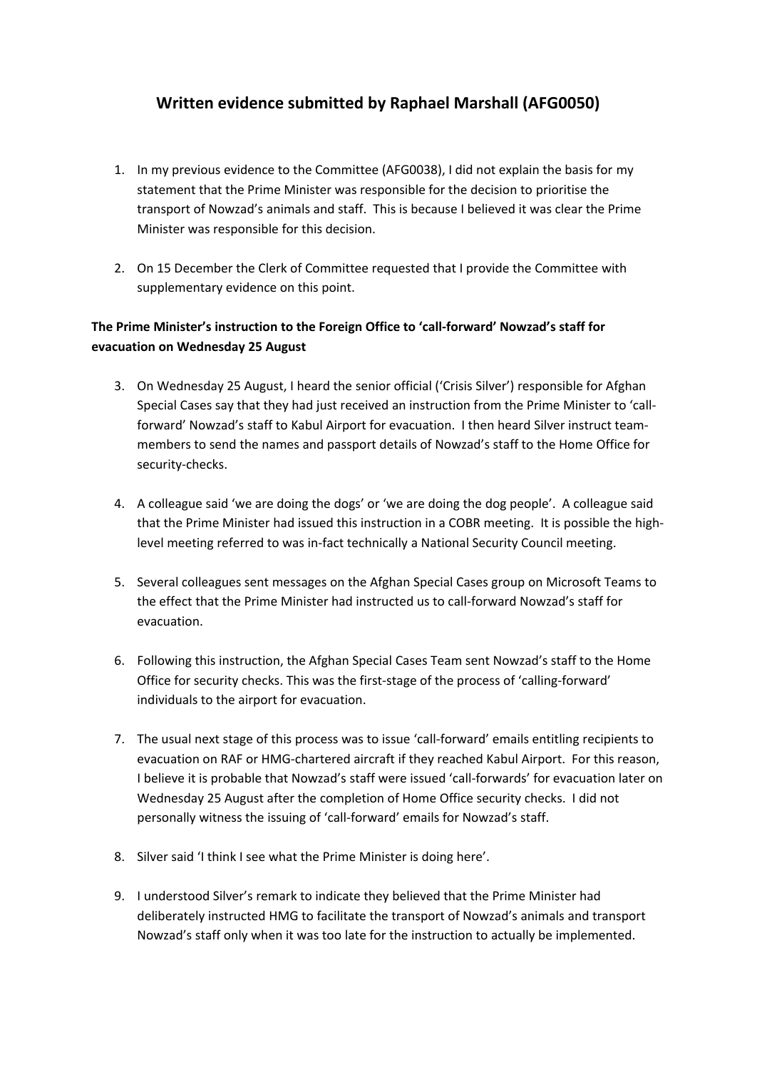# Written evidence submitted by Raphael Marshall (AFG0050)

1. In my previous evidence to the Committee (AFG0038), I did not explain the basis for my statement that the Prime Minister was responsible for the decision to prioritise the transport of Nowzad's animals and staff. This is because I believed it was clear the Prime Minister was responsible for this decision.

2. On 15 December the Clerk of Committee requested that I provide the Committee with supplementary evidence on this point.

**The Prime Minister's instruction to the Foreign Office to 'call-forward' Nowzad's staff for evacuation on Wednesday 25 August**

3. On Wednesday 25 August, I heard the senior official ('Crisis Silver') responsible for Afghan Special Cases say that they had just received an instruction from the Prime Minister to 'call-forward' Nowzad's staff to Kabul Airport for evacuation. I then heard Silver instruct team-members to send the names and passport details of Nowzad's staff to the Home Office for security-checks.

4. A colleague said 'we are doing the dogs' or 'we are doing the dog people'. A colleague said that the Prime Minister had issued this instruction in a COBR meeting. It is possible the high-level meeting referred to was in-fact technically a National Security Council meeting.

5. Several colleagues sent messages on the Afghan Special Cases group on Microsoft Teams to the effect that the Prime Minister had instructed us to call-forward Nowzad's staff for evacuation.

6. Following this instruction, the Afghan Special Cases Team sent Nowzad's staff to the Home Office for security checks. This was the first-stage of the process of 'calling-forward' individuals to the airport for evacuation.

7. The usual next stage of this process was to issue 'call-forward' emails entitling recipients to evacuation on RAF or HMG-chartered aircraft if they reached Kabul Airport. For this reason, I believe it is probable that Nowzad's staff were issued 'call-forwards' for evacuation later on Wednesday 25 August after the completion of Home Office security checks. I did not personally witness the issuing of 'call-forward' emails for Nowzad's staff.

8. Silver said 'I think I see what the Prime Minister is doing here'.

9. I understood Silver's remark to indicate they believed that the Prime Minister had deliberately instructed HMG to facilitate the transport of Nowzad's animals and transport Nowzad's staff only when it was too late for the instruction to actually be implemented.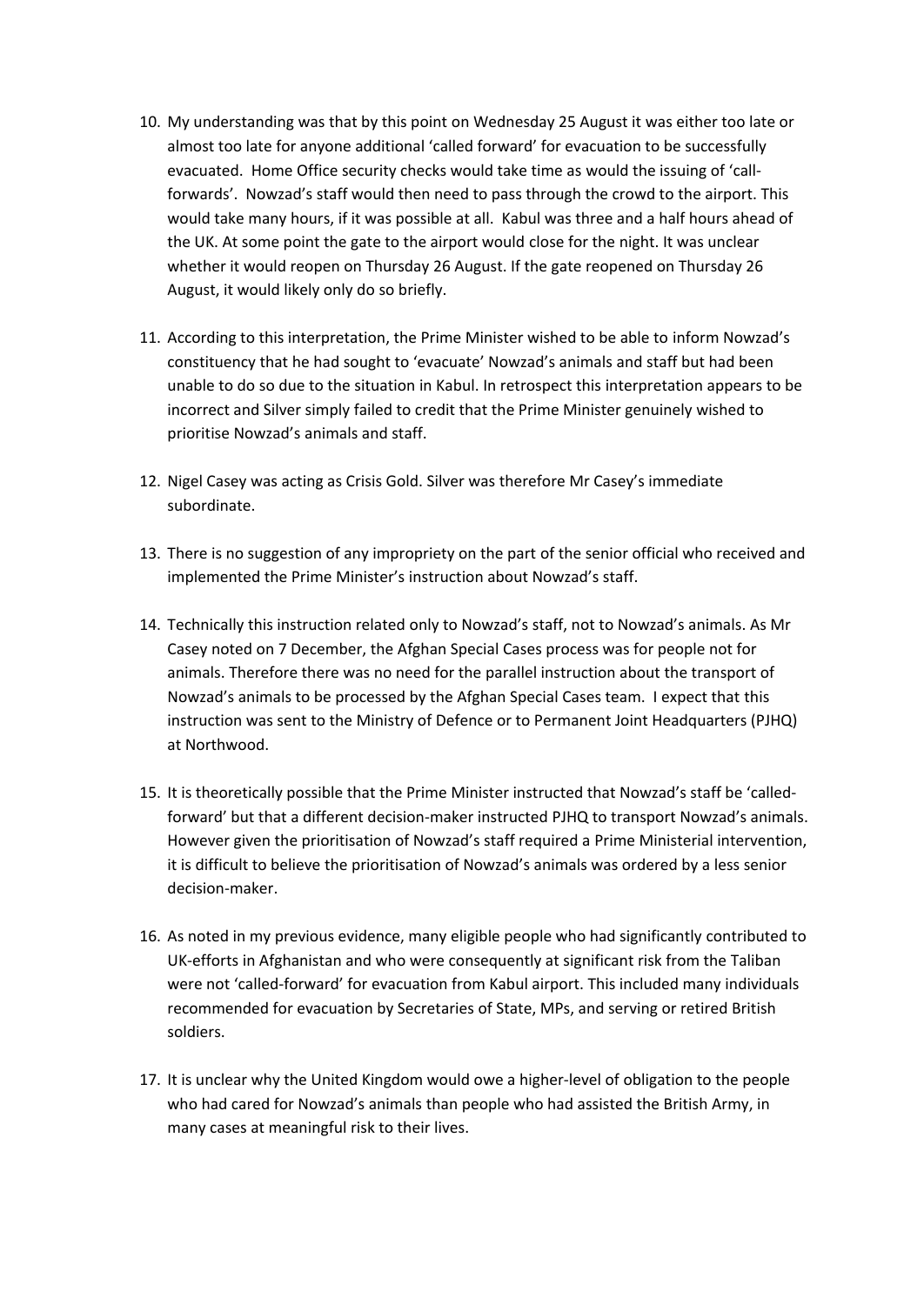10. My understanding was that by this point on Wednesday 25 August it was either too late or almost too late for anyone additional 'called forward' for evacuation to be successfully evacuated. Home Office security checks would take time as would the issuing of 'call-forwards'. Nowzad's staff would then need to pass through the crowd to the airport. This would take many hours, if it was possible at all. Kabul was three and a half hours ahead of the UK. At some point the gate to the airport would close for the night. It was unclear whether it would reopen on Thursday 26 August. If the gate reopened on Thursday 26 August, it would likely only do so briefly.

11. According to this interpretation, the Prime Minister wished to be able to inform Nowzad's constituency that he had sought to 'evacuate' Nowzad's animals and staff but had been unable to do so due to the situation in Kabul. In retrospect this interpretation appears to be incorrect and Silver simply failed to credit that the Prime Minister genuinely wished to prioritise Nowzad's animals and staff.

12. Nigel Casey was acting as Crisis Gold. Silver was therefore Mr Casey's immediate subordinate.

13. There is no suggestion of any impropriety on the part of the senior official who received and implemented the Prime Minister's instruction about Nowzad's staff.

14. Technically this instruction related only to Nowzad's staff, not to Nowzad's animals. As Mr Casey noted on 7 December, the Afghan Special Cases process was for people not for animals. Therefore there was no need for the parallel instruction about the transport of Nowzad's animals to be processed by the Afghan Special Cases team. I expect that this instruction was sent to the Ministry of Defence or to Permanent Joint Headquarters (PJHQ) at Northwood.

15. It is theoretically possible that the Prime Minister instructed that Nowzad's staff be 'called-forward' but that a different decision-maker instructed PJHQ to transport Nowzad's animals. However given the prioritisation of Nowzad's staff required a Prime Ministerial intervention, it is difficult to believe the prioritisation of Nowzad's animals was ordered by a less senior decision-maker.

16. As noted in my previous evidence, many eligible people who had significantly contributed to UK-efforts in Afghanistan and who were consequently at significant risk from the Taliban were not 'called-forward' for evacuation from Kabul airport. This included many individuals recommended for evacuation by Secretaries of State, MPs, and serving or retired British soldiers.

17. It is unclear why the United Kingdom would owe a higher-level of obligation to the people who had cared for Nowzad's animals than people who had assisted the British Army, in many cases at meaningful risk to their lives.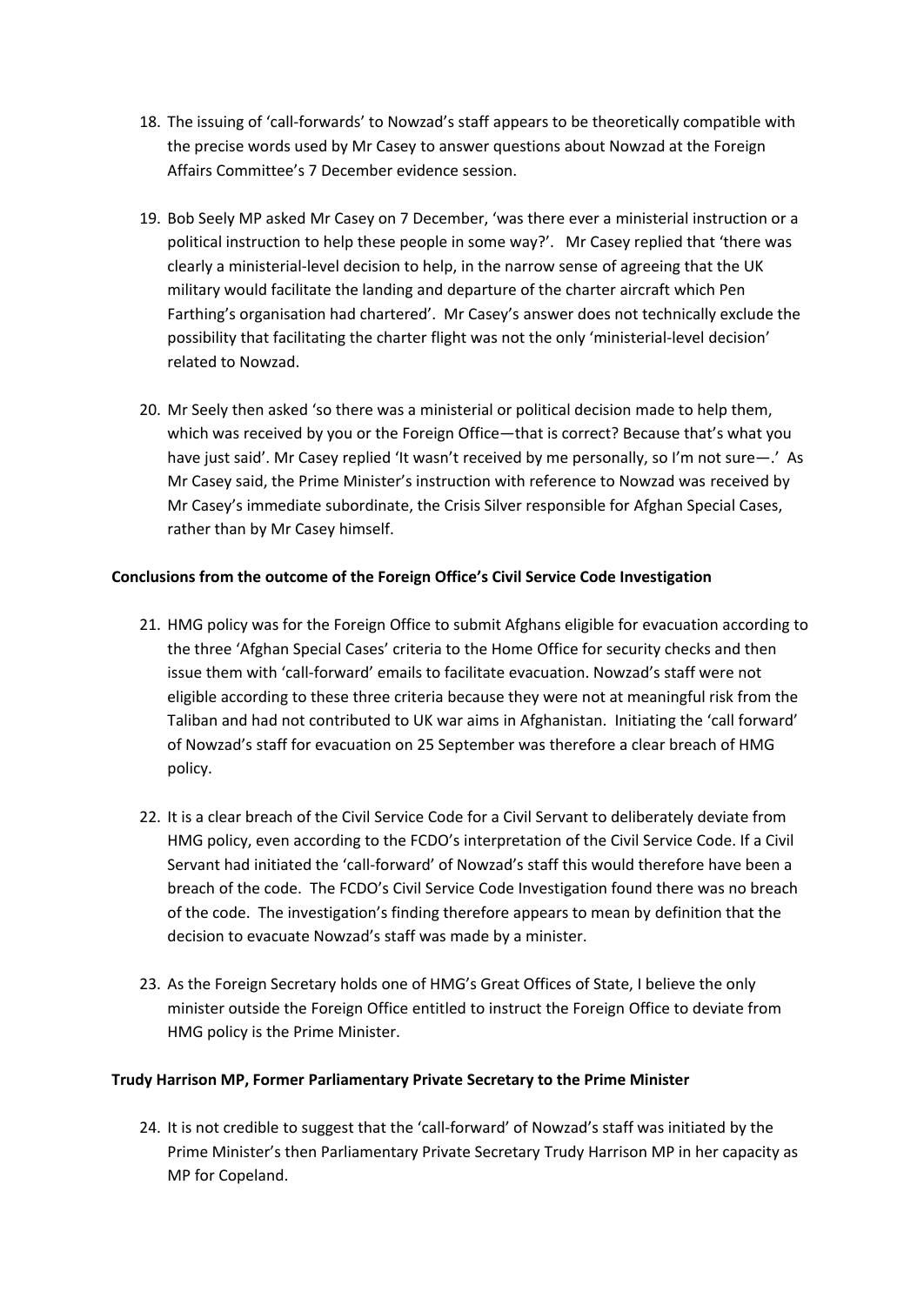18. The issuing of 'call-forwards' to Nowzad's staff appears to be theoretically compatible with the precise words used by Mr Casey to answer questions about Nowzad at the Foreign Affairs Committee's 7 December evidence session.

19. Bob Seely MP asked Mr Casey on 7 December, 'was there ever a ministerial instruction or a political instruction to help these people in some way?'. Mr Casey replied that 'there was clearly a ministerial-level decision to help, in the narrow sense of agreeing that the UK military would facilitate the landing and departure of the charter aircraft which Pen Farthing's organisation had chartered'. Mr Casey's answer does not technically exclude the possibility that facilitating the charter flight was not the only 'ministerial-level decision' related to Nowzad.

20. Mr Seely then asked 'so there was a ministerial or political decision made to help them, which was received by you or the Foreign Office—that is correct? Because that's what you have just said'. Mr Casey replied 'It wasn't received by me personally, so I'm not sure—.' As Mr Casey said, the Prime Minister's instruction with reference to Nowzad was received by Mr Casey's immediate subordinate, the Crisis Silver responsible for Afghan Special Cases, rather than by Mr Casey himself.

**Conclusions from the outcome of the Foreign Office's Civil Service Code Investigation**

21. HMG policy was for the Foreign Office to submit Afghans eligible for evacuation according to the three 'Afghan Special Cases' criteria to the Home Office for security checks and then issue them with 'call-forward' emails to facilitate evacuation. Nowzad's staff were not eligible according to these three criteria because they were not at meaningful risk from the Taliban and had not contributed to UK war aims in Afghanistan. Initiating the 'call forward' of Nowzad's staff for evacuation on 25 September was therefore a clear breach of HMG policy.

22. It is a clear breach of the Civil Service Code for a Civil Servant to deliberately deviate from HMG policy, even according to the FCDO's interpretation of the Civil Service Code. If a Civil Servant had initiated the 'call-forward' of Nowzad's staff this would therefore have been a breach of the code. The FCDO's Civil Service Code Investigation found there was no breach of the code. The investigation's finding therefore appears to mean by definition that the decision to evacuate Nowzad's staff was made by a minister.

23. As the Foreign Secretary holds one of HMG's Great Offices of State, I believe the only minister outside the Foreign Office entitled to instruct the Foreign Office to deviate from HMG policy is the Prime Minister.

**Trudy Harrison MP, Former Parliamentary Private Secretary to the Prime Minister**

24. It is not credible to suggest that the 'call-forward' of Nowzad's staff was initiated by the Prime Minister's then Parliamentary Private Secretary Trudy Harrison MP in her capacity as MP for Copeland.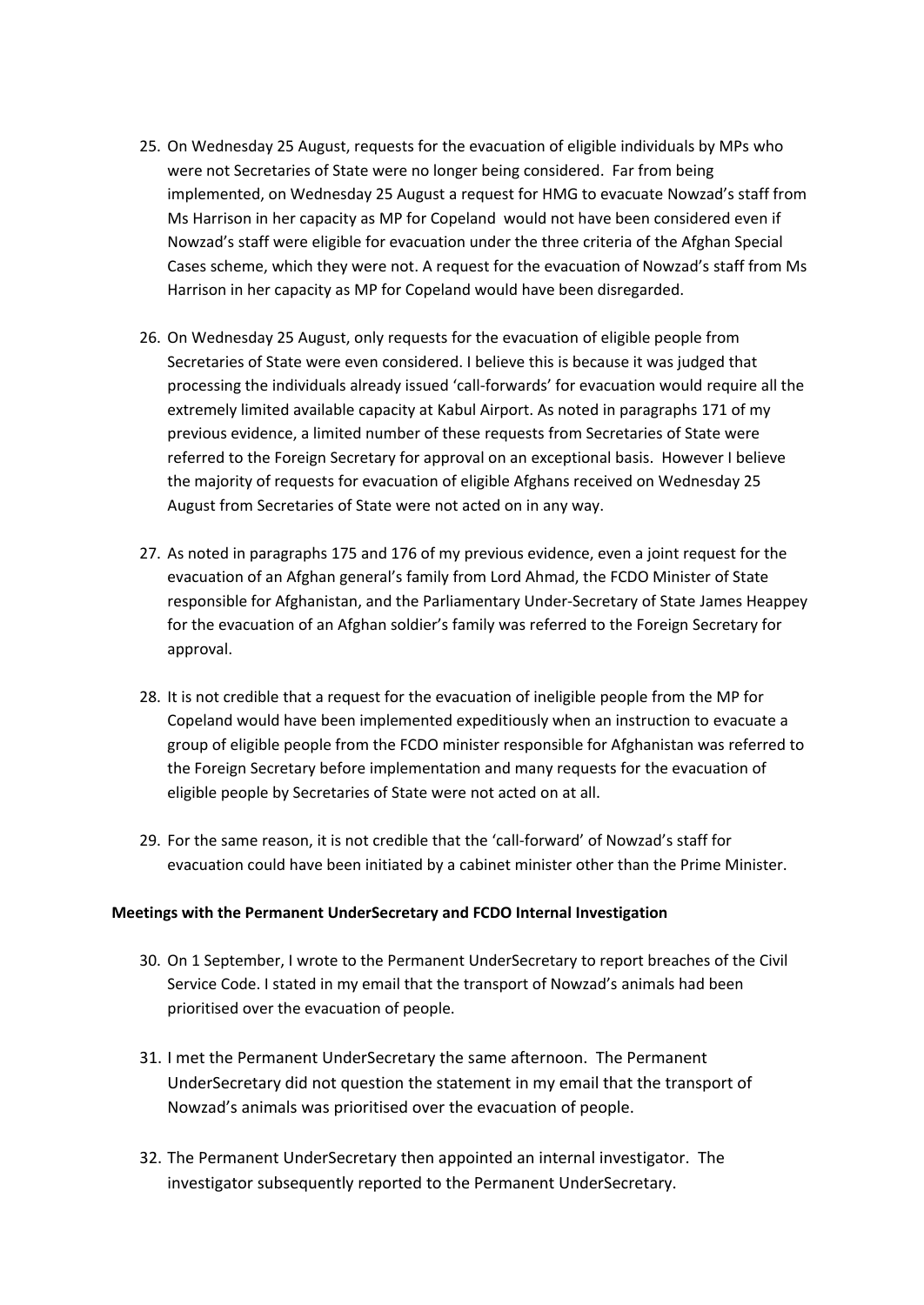25. On Wednesday 25 August, requests for the evacuation of eligible individuals by MPs who were not Secretaries of State were no longer being considered. Far from being implemented, on Wednesday 25 August a request for HMG to evacuate Nowzad's staff from Ms Harrison in her capacity as MP for Copeland would not have been considered even if Nowzad's staff were eligible for evacuation under the three criteria of the Afghan Special Cases scheme, which they were not. A request for the evacuation of Nowzad's staff from Ms Harrison in her capacity as MP for Copeland would have been disregarded.

26. On Wednesday 25 August, only requests for the evacuation of eligible people from Secretaries of State were even considered. I believe this is because it was judged that processing the individuals already issued 'call-forwards' for evacuation would require all the extremely limited available capacity at Kabul Airport. As noted in paragraphs 171 of my previous evidence, a limited number of these requests from Secretaries of State were referred to the Foreign Secretary for approval on an exceptional basis. However I believe the majority of requests for evacuation of eligible Afghans received on Wednesday 25 August from Secretaries of State were not acted on in any way.

27. As noted in paragraphs 175 and 176 of my previous evidence, even a joint request for the evacuation of an Afghan general's family from Lord Ahmad, the FCDO Minister of State responsible for Afghanistan, and the Parliamentary Under-Secretary of State James Heappey for the evacuation of an Afghan soldier's family was referred to the Foreign Secretary for approval.

28. It is not credible that a request for the evacuation of ineligible people from the MP for Copeland would have been implemented expeditiously when an instruction to evacuate a group of eligible people from the FCDO minister responsible for Afghanistan was referred to the Foreign Secretary before implementation and many requests for the evacuation of eligible people by Secretaries of State were not acted on at all.

29. For the same reason, it is not credible that the 'call-forward' of Nowzad's staff for evacuation could have been initiated by a cabinet minister other than the Prime Minister.

**Meetings with the Permanent UnderSecretary and FCDO Internal Investigation**

30. On 1 September, I wrote to the Permanent UnderSecretary to report breaches of the Civil Service Code. I stated in my email that the transport of Nowzad's animals had been prioritised over the evacuation of people.

31. I met the Permanent UnderSecretary the same afternoon. The Permanent UnderSecretary did not question the statement in my email that the transport of Nowzad's animals was prioritised over the evacuation of people.

32. The Permanent UnderSecretary then appointed an internal investigator. The investigator subsequently reported to the Permanent UnderSecretary.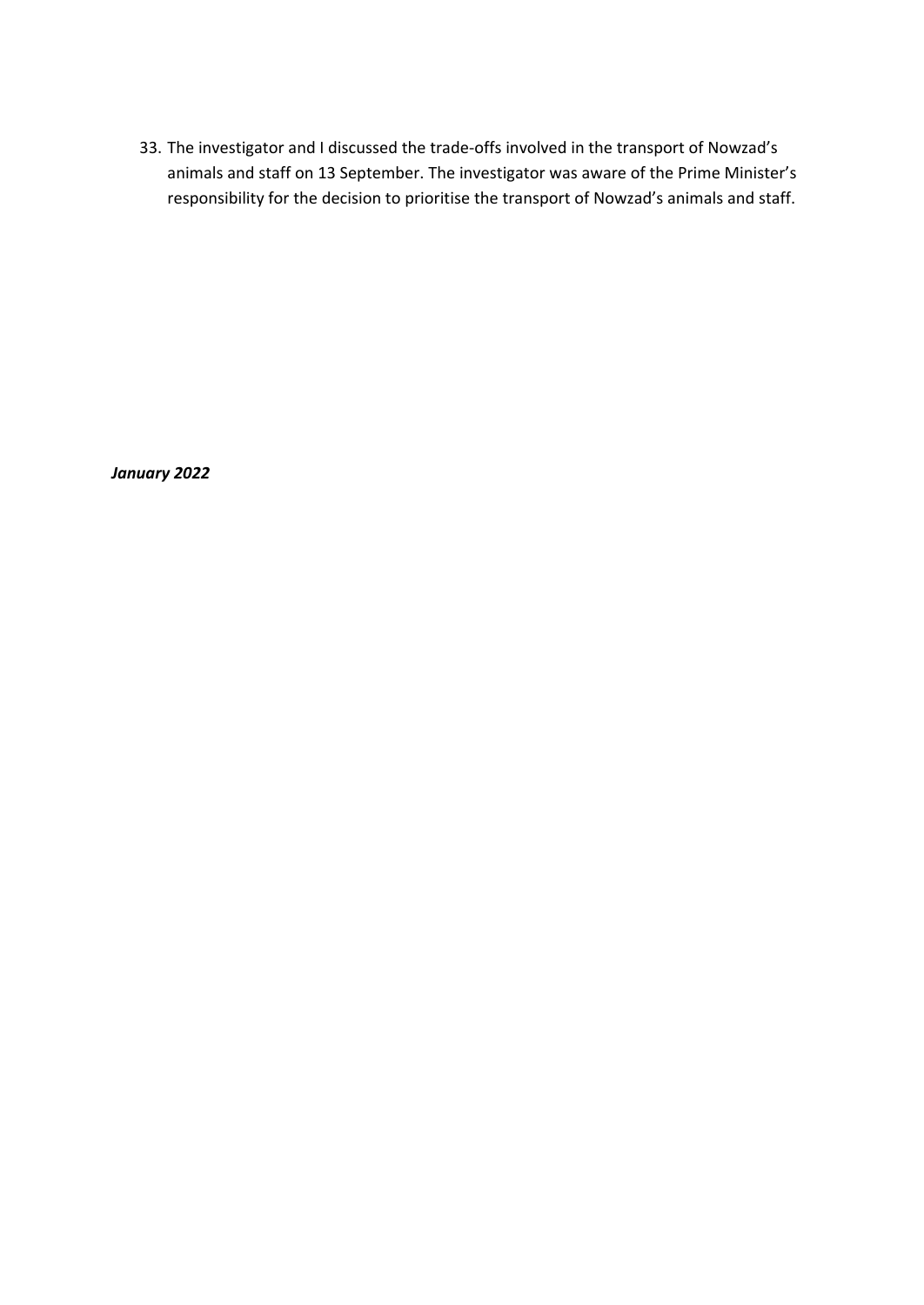33. The investigator and I discussed the trade-offs involved in the transport of Nowzad's animals and staff on 13 September. The investigator was aware of the Prime Minister's responsibility for the decision to prioritise the transport of Nowzad's animals and staff.

***January 2022***